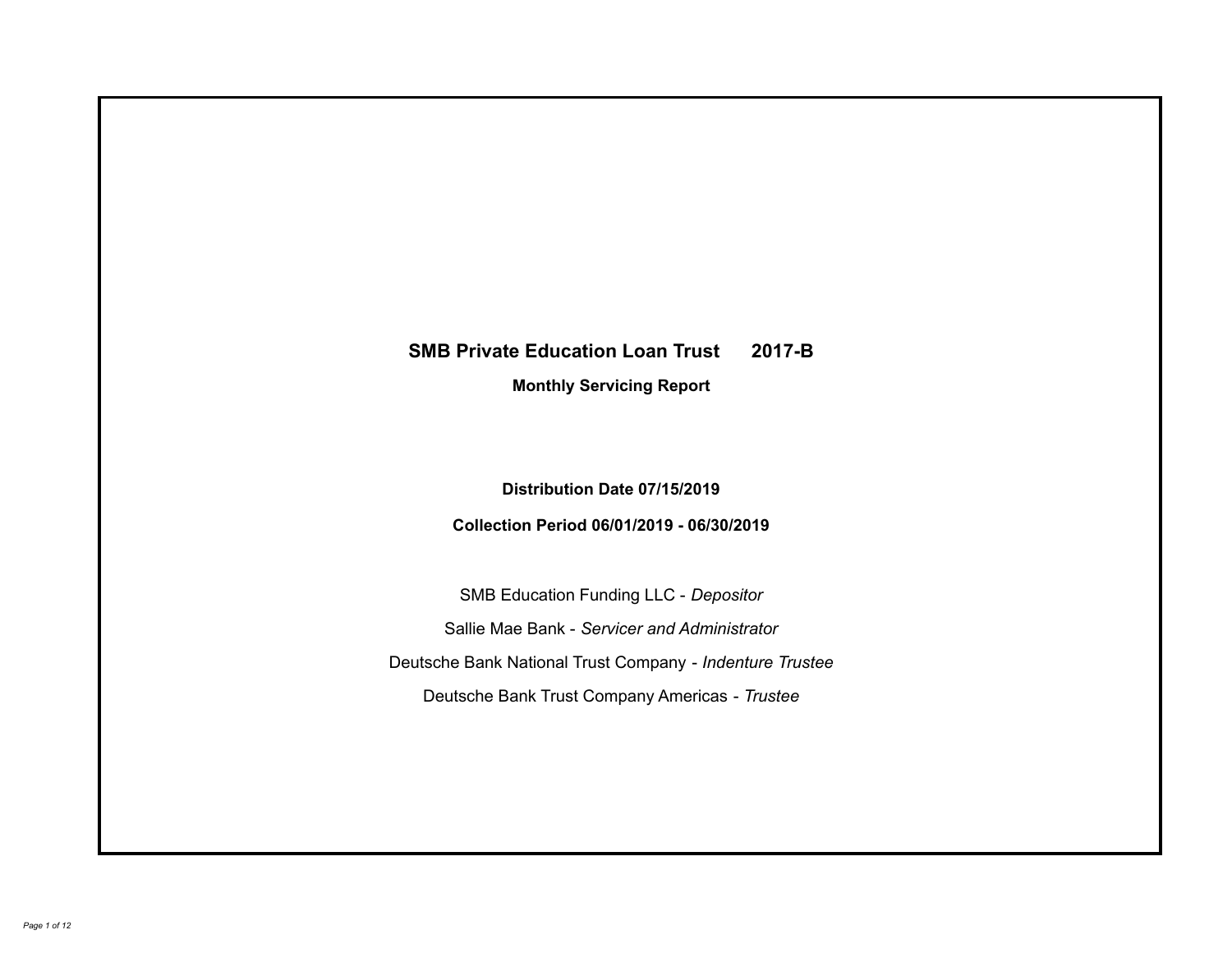# SMB Private Education Loan Trust 2017-B

## Monthly Servicing Report

**Distribution Date 07/15/2019**

**Collection Period 06/01/2019 - 06/30/2019**

SMB Education Funding LLC - *Depositor*

Sallie Mae Bank - *Servicer and Administrator*

Deutsche Bank National Trust Company - *Indenture Trustee*

Deutsche Bank Trust Company Americas - *Trustee*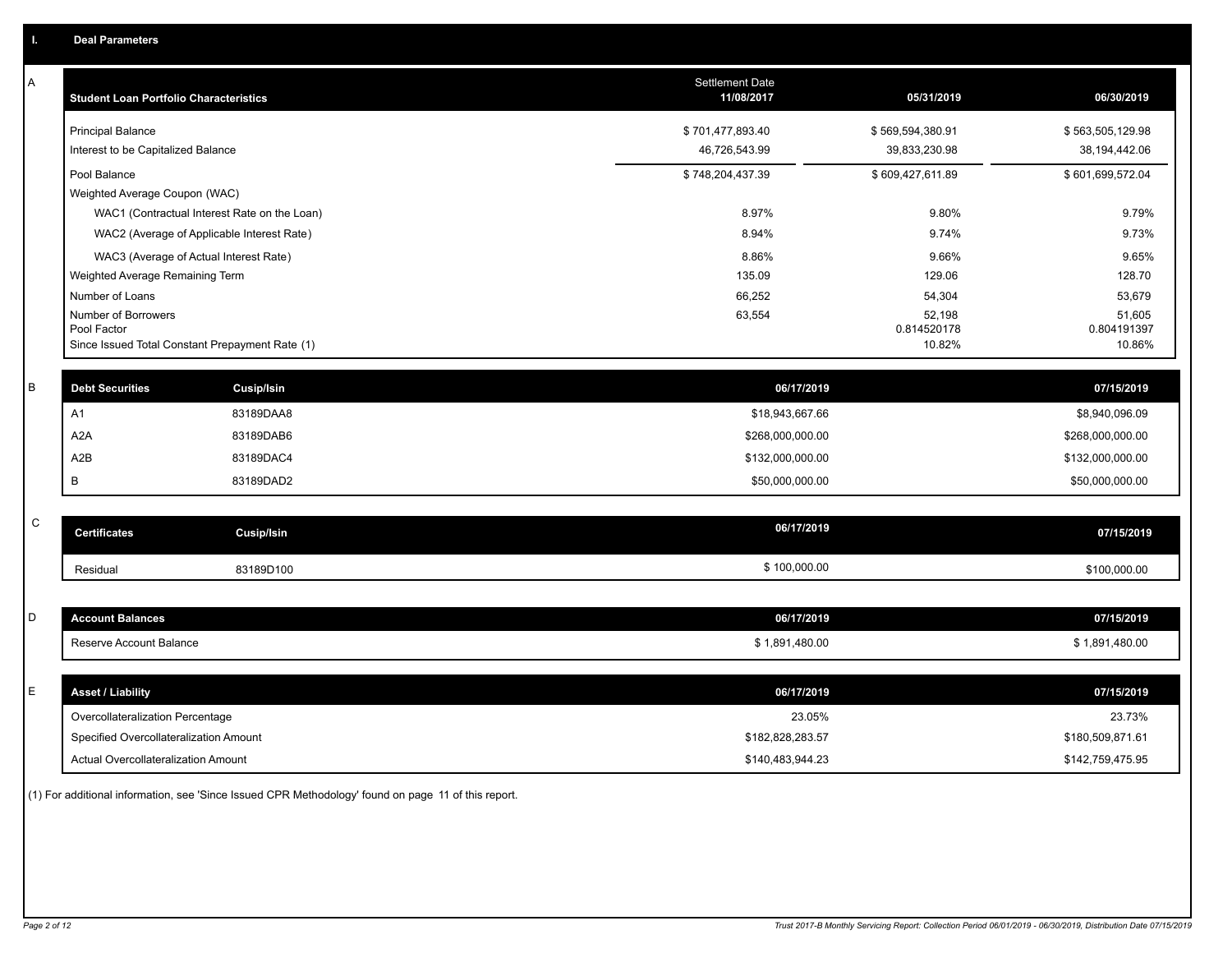## I. Deal Parameters

### A

| Student Loan Portfolio Characteristics | Settlement Date 11/08/2017 | 05/31/2019 | 06/30/2019 |
|---|---|---|---|
| Principal Balance | $ 701,477,893.40 | $ 569,594,380.91 | $ 563,505,129.98 |
| Interest to be Capitalized Balance | 46,726,543.99 | 39,833,230.98 | 38,194,442.06 |
| Pool Balance | $ 748,204,437.39 | $ 609,427,611.89 | $ 601,699,572.04 |
| Weighted Average Coupon (WAC) | | | |
| WAC1 (Contractual Interest Rate on the Loan) | 8.97% | 9.80% | 9.79% |
| WAC2 (Average of Applicable Interest Rate) | 8.94% | 9.74% | 9.73% |
| WAC3 (Average of Actual Interest Rate) | 8.86% | 9.66% | 9.65% |
| Weighted Average Remaining Term | 135.09 | 129.06 | 128.70 |
| Number of Loans | 66,252 | 54,304 | 53,679 |
| Number of Borrowers | 63,554 | 52,198 | 51,605 |
| Pool Factor | | 0.814520178 | 0.804191397 |
| Since Issued Total Constant Prepayment Rate (1) | | 10.82% | 10.86% |

### B

| Debt Securities | Cusip/Isin | 06/17/2019 | 07/15/2019 |
|---|---|---|---|
| A1 | 83189DAA8 | $18,943,667.66 | $8,940,096.09 |
| A2A | 83189DAB6 | $268,000,000.00 | $268,000,000.00 |
| A2B | 83189DAC4 | $132,000,000.00 | $132,000,000.00 |
| B | 83189DAD2 | $50,000,000.00 | $50,000,000.00 |

### C

| Certificates | Cusip/Isin | 06/17/2019 | 07/15/2019 |
|---|---|---|---|
| Residual | 83189D100 | $ 100,000.00 | $100,000.00 |

### D

| Account Balances | 06/17/2019 | 07/15/2019 |
|---|---|---|
| Reserve Account Balance | $ 1,891,480.00 | $ 1,891,480.00 |

### E

| Asset / Liability | 06/17/2019 | 07/15/2019 |
|---|---|---|
| Overcollateralization Percentage | 23.05% | 23.73% |
| Specified Overcollateralization Amount | $182,828,283.57 | $180,509,871.61 |
| Actual Overcollateralization Amount | $140,483,944.23 | $142,759,475.95 |

(1) For additional information, see 'Since Issued CPR Methodology' found on page 11 of this report.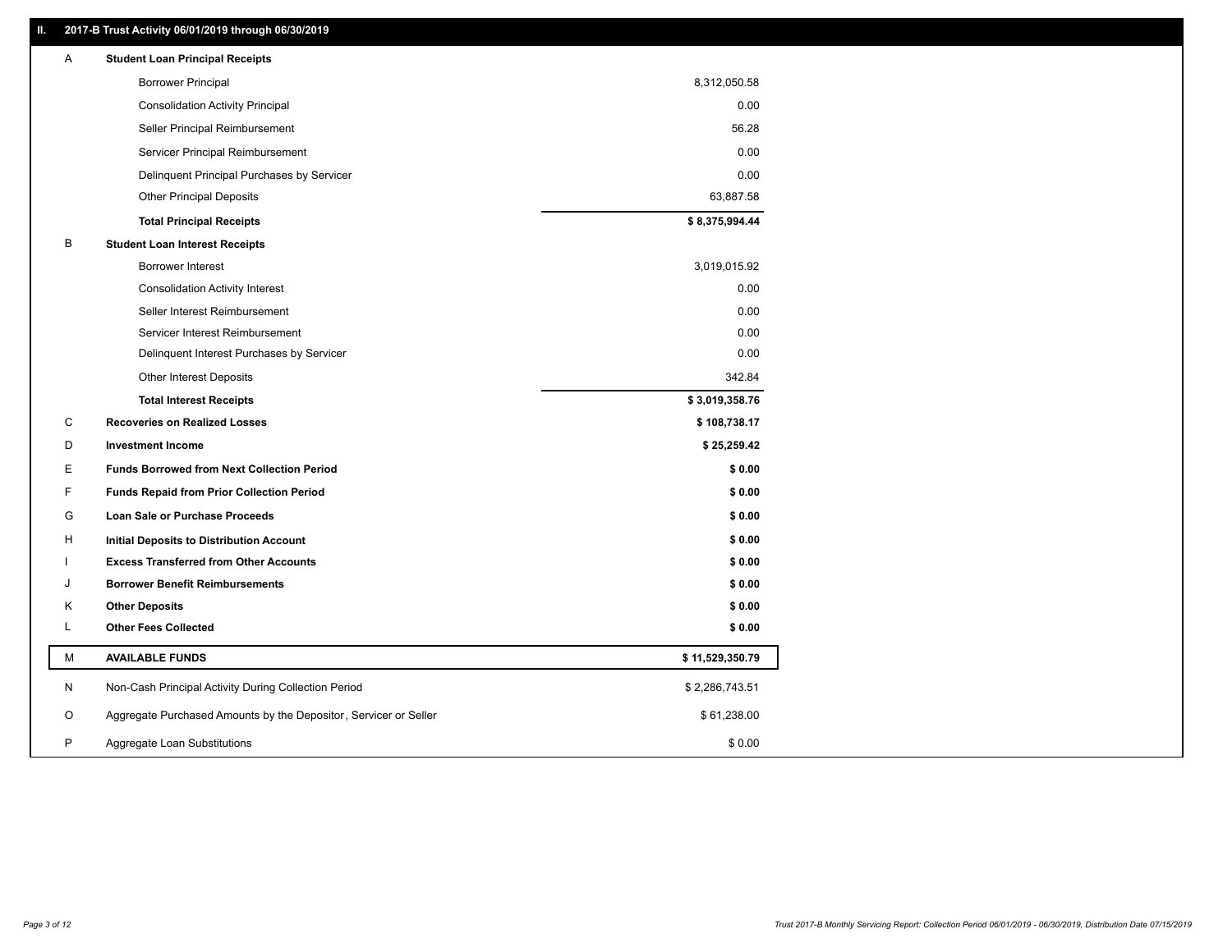## II. 2017-B Trust Activity 06/01/2019 through 06/30/2019

| | | |
|---|---|---|
| A | **Student Loan Principal Receipts** | |
| | Borrower Principal | 8,312,050.58 |
| | Consolidation Activity Principal | 0.00 |
| | Seller Principal Reimbursement | 56.28 |
| | Servicer Principal Reimbursement | 0.00 |
| | Delinquent Principal Purchases by Servicer | 0.00 |
| | Other Principal Deposits | 63,887.58 |
| | **Total Principal Receipts** | **$ 8,375,994.44** |
| B | **Student Loan Interest Receipts** | |
| | Borrower Interest | 3,019,015.92 |
| | Consolidation Activity Interest | 0.00 |
| | Seller Interest Reimbursement | 0.00 |
| | Servicer Interest Reimbursement | 0.00 |
| | Delinquent Interest Purchases by Servicer | 0.00 |
| | Other Interest Deposits | 342.84 |
| | **Total Interest Receipts** | **$ 3,019,358.76** |
| C | **Recoveries on Realized Losses** | **$ 108,738.17** |
| D | **Investment Income** | **$ 25,259.42** |
| E | **Funds Borrowed from Next Collection Period** | **$ 0.00** |
| F | **Funds Repaid from Prior Collection Period** | **$ 0.00** |
| G | **Loan Sale or Purchase Proceeds** | **$ 0.00** |
| H | **Initial Deposits to Distribution Account** | **$ 0.00** |
| I | **Excess Transferred from Other Accounts** | **$ 0.00** |
| J | **Borrower Benefit Reimbursements** | **$ 0.00** |
| K | **Other Deposits** | **$ 0.00** |
| L | **Other Fees Collected** | **$ 0.00** |
| M | **AVAILABLE FUNDS** | **$ 11,529,350.79** |
| N | Non-Cash Principal Activity During Collection Period | $ 2,286,743.51 |
| O | Aggregate Purchased Amounts by the Depositor, Servicer or Seller | $ 61,238.00 |
| P | Aggregate Loan Substitutions | $ 0.00 |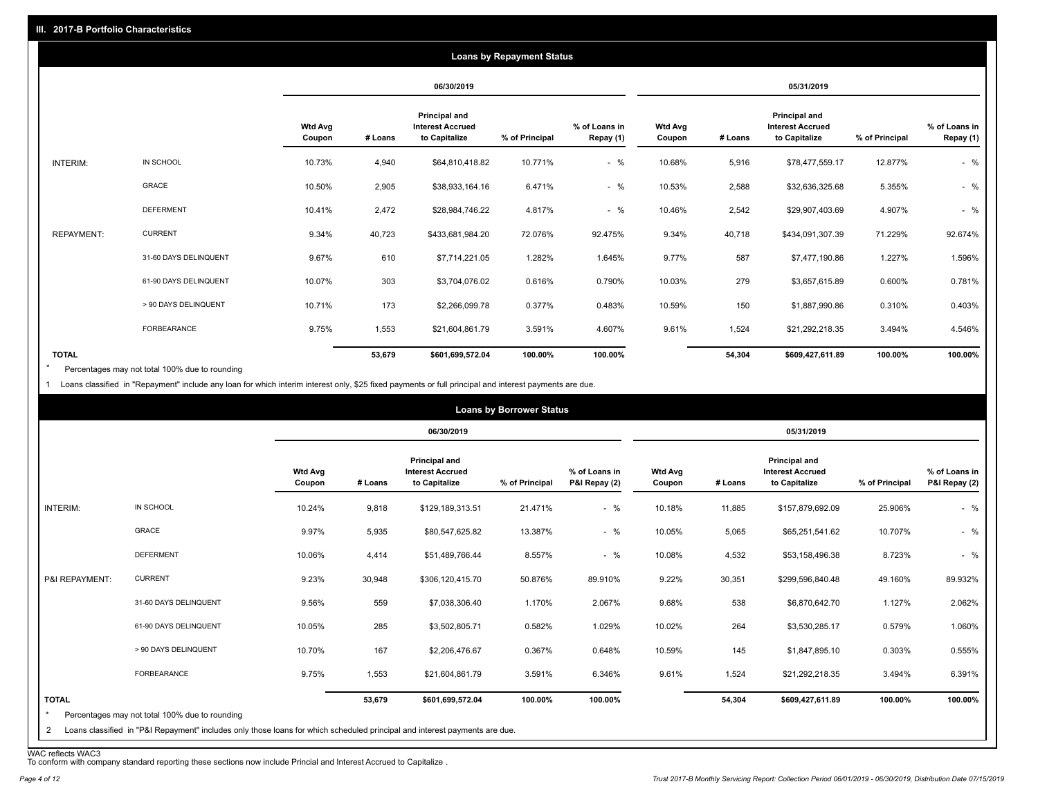## III. 2017-B Portfolio Characteristics

### Loans by Repayment Status

| | | 06/30/2019 | | | | | 05/31/2019 | | | | |
|---|---|---|---|---|---|---|---|---|---|---|---|
| | | Wtd Avg Coupon | # Loans | Principal and Interest Accrued to Capitalize | % of Principal | % of Loans in Repay (1) | Wtd Avg Coupon | # Loans | Principal and Interest Accrued to Capitalize | % of Principal | % of Loans in Repay (1) |
| INTERIM: | IN SCHOOL | 10.73% | 4,940 | $64,810,418.82 | 10.771% | - % | 10.68% | 5,916 | $78,477,559.17 | 12.877% | - % |
| | GRACE | 10.50% | 2,905 | $38,933,164.16 | 6.471% | - % | 10.53% | 2,588 | $32,636,325.68 | 5.355% | - % |
| | DEFERMENT | 10.41% | 2,472 | $28,984,746.22 | 4.817% | - % | 10.46% | 2,542 | $29,907,403.69 | 4.907% | - % |
| REPAYMENT: | CURRENT | 9.34% | 40,723 | $433,681,984.20 | 72.076% | 92.475% | 9.34% | 40,718 | $434,091,307.39 | 71.229% | 92.674% |
| | 31-60 DAYS DELINQUENT | 9.67% | 610 | $7,714,221.05 | 1.282% | 1.645% | 9.77% | 587 | $7,477,190.86 | 1.227% | 1.596% |
| | 61-90 DAYS DELINQUENT | 10.07% | 303 | $3,704,076.02 | 0.616% | 0.790% | 10.03% | 279 | $3,657,615.89 | 0.600% | 0.781% |
| | > 90 DAYS DELINQUENT | 10.71% | 173 | $2,266,099.78 | 0.377% | 0.483% | 10.59% | 150 | $1,887,990.86 | 0.310% | 0.403% |
| | FORBEARANCE | 9.75% | 1,553 | $21,604,861.79 | 3.591% | 4.607% | 9.61% | 1,524 | $21,292,218.35 | 3.494% | 4.546% |
| TOTAL | | | 53,679 | $601,699,572.04 | 100.00% | 100.00% | | 54,304 | $609,427,611.89 | 100.00% | 100.00% |

\* Percentages may not total 100% due to rounding

1 Loans classified in "Repayment" include any loan for which interim interest only, $25 fixed payments or full principal and interest payments are due.

### Loans by Borrower Status

| | | 06/30/2019 | | | | | 05/31/2019 | | | | |
|---|---|---|---|---|---|---|---|---|---|---|---|
| | | Wtd Avg Coupon | # Loans | Principal and Interest Accrued to Capitalize | % of Principal | % of Loans in P&I Repay (2) | Wtd Avg Coupon | # Loans | Principal and Interest Accrued to Capitalize | % of Principal | % of Loans in P&I Repay (2) |
| INTERIM: | IN SCHOOL | 10.24% | 9,818 | $129,189,313.51 | 21.471% | - % | 10.18% | 11,885 | $157,879,692.09 | 25.906% | - % |
| | GRACE | 9.97% | 5,935 | $80,547,625.82 | 13.387% | - % | 10.05% | 5,065 | $65,251,541.62 | 10.707% | - % |
| | DEFERMENT | 10.06% | 4,414 | $51,489,766.44 | 8.557% | - % | 10.08% | 4,532 | $53,158,496.38 | 8.723% | - % |
| P&I REPAYMENT: | CURRENT | 9.23% | 30,948 | $306,120,415.70 | 50.876% | 89.910% | 9.22% | 30,351 | $299,596,840.48 | 49.160% | 89.932% |
| | 31-60 DAYS DELINQUENT | 9.56% | 559 | $7,038,306.40 | 1.170% | 2.067% | 9.68% | 538 | $6,870,642.70 | 1.127% | 2.062% |
| | 61-90 DAYS DELINQUENT | 10.05% | 285 | $3,502,805.71 | 0.582% | 1.029% | 10.02% | 264 | $3,530,285.17 | 0.579% | 1.060% |
| | > 90 DAYS DELINQUENT | 10.70% | 167 | $2,206,476.67 | 0.367% | 0.648% | 10.59% | 145 | $1,847,895.10 | 0.303% | 0.555% |
| | FORBEARANCE | 9.75% | 1,553 | $21,604,861.79 | 3.591% | 6.346% | 9.61% | 1,524 | $21,292,218.35 | 3.494% | 6.391% |
| TOTAL | | | 53,679 | $601,699,572.04 | 100.00% | 100.00% | | 54,304 | $609,427,611.89 | 100.00% | 100.00% |

\* Percentages may not total 100% due to rounding

2 Loans classified in "P&I Repayment" includes only those loans for which scheduled principal and interest payments are due.

WAC reflects WAC3

To conform with company standard reporting these sections now include Princial and Interest Accrued to Capitalize .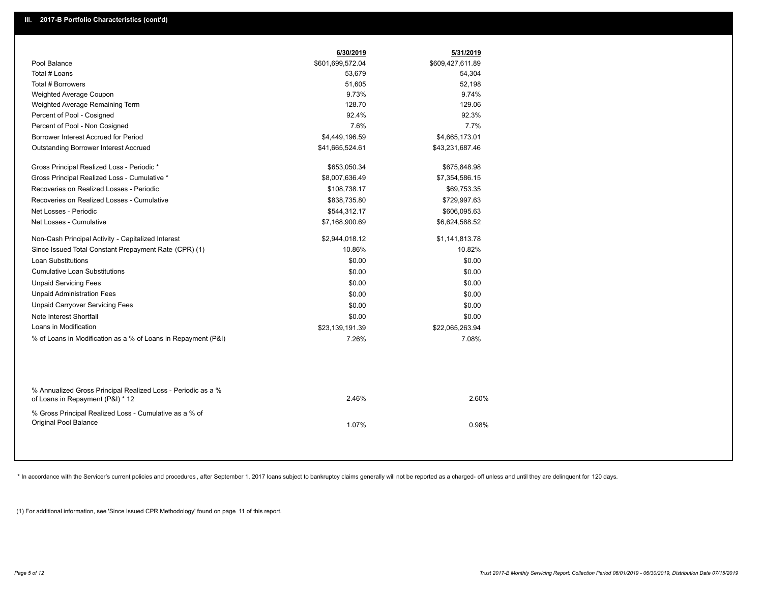## III. 2017-B Portfolio Characteristics (cont'd)

| | 6/30/2019 | 5/31/2019 |
|---|---|---|
| Pool Balance | $601,699,572.04 | $609,427,611.89 |
| Total # Loans | 53,679 | 54,304 |
| Total # Borrowers | 51,605 | 52,198 |
| Weighted Average Coupon | 9.73% | 9.74% |
| Weighted Average Remaining Term | 128.70 | 129.06 |
| Percent of Pool - Cosigned | 92.4% | 92.3% |
| Percent of Pool - Non Cosigned | 7.6% | 7.7% |
| Borrower Interest Accrued for Period | $4,449,196.59 | $4,665,173.01 |
| Outstanding Borrower Interest Accrued | $41,665,524.61 | $43,231,687.46 |
| Gross Principal Realized Loss - Periodic * | $653,050.34 | $675,848.98 |
| Gross Principal Realized Loss - Cumulative * | $8,007,636.49 | $7,354,586.15 |
| Recoveries on Realized Losses - Periodic | $108,738.17 | $69,753.35 |
| Recoveries on Realized Losses - Cumulative | $838,735.80 | $729,997.63 |
| Net Losses - Periodic | $544,312.17 | $606,095.63 |
| Net Losses - Cumulative | $7,168,900.69 | $6,624,588.52 |
| Non-Cash Principal Activity - Capitalized Interest | $2,944,018.12 | $1,141,813.78 |
| Since Issued Total Constant Prepayment Rate (CPR) (1) | 10.86% | 10.82% |
| Loan Substitutions | $0.00 | $0.00 |
| Cumulative Loan Substitutions | $0.00 | $0.00 |
| Unpaid Servicing Fees | $0.00 | $0.00 |
| Unpaid Administration Fees | $0.00 | $0.00 |
| Unpaid Carryover Servicing Fees | $0.00 | $0.00 |
| Note Interest Shortfall | $0.00 | $0.00 |
| Loans in Modification | $23,139,191.39 | $22,065,263.94 |
| % of Loans in Modification as a % of Loans in Repayment (P&I) | 7.26% | 7.08% |
| % Annualized Gross Principal Realized Loss - Periodic as a % of Loans in Repayment (P&I) * 12 | 2.46% | 2.60% |
| % Gross Principal Realized Loss - Cumulative as a % of Original Pool Balance | 1.07% | 0.98% |

* In accordance with the Servicer's current policies and procedures , after September 1, 2017 loans subject to bankruptcy claims generally will not be reported as a charged- off unless and until they are delinquent for 120 days.

(1) For additional information, see 'Since Issued CPR Methodology' found on page 11 of this report.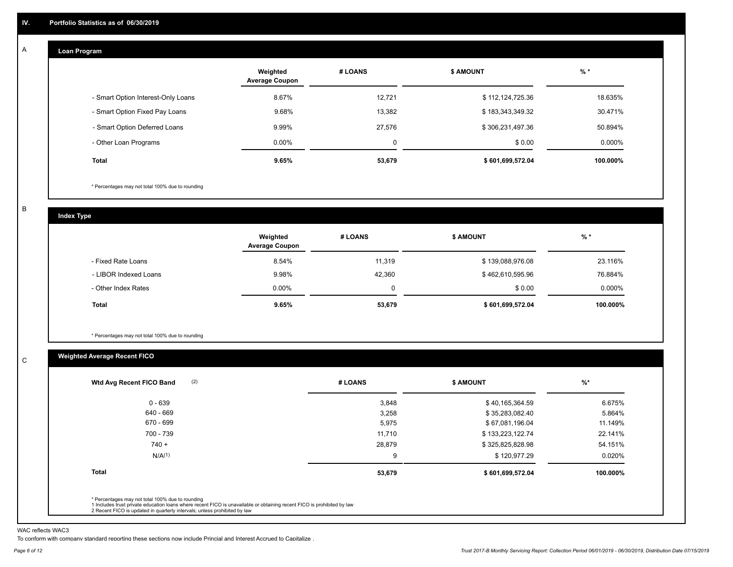## IV. Portfolio Statistics as of 06/30/2019

### A — Loan Program

| | Weighted Average Coupon | # LOANS | $ AMOUNT | % * |
|---|---|---|---|---|
| - Smart Option Interest-Only Loans | 8.67% | 12,721 | $ 112,124,725.36 | 18.635% |
| - Smart Option Fixed Pay Loans | 9.68% | 13,382 | $ 183,343,349.32 | 30.471% |
| - Smart Option Deferred Loans | 9.99% | 27,576 | $ 306,231,497.36 | 50.894% |
| - Other Loan Programs | 0.00% | 0 | $ 0.00 | 0.000% |
| **Total** | **9.65%** | **53,679** | **$ 601,699,572.04** | **100.000%** |

* Percentages may not total 100% due to rounding

### B — Index Type

| | Weighted Average Coupon | # LOANS | $ AMOUNT | % * |
|---|---|---|---|---|
| - Fixed Rate Loans | 8.54% | 11,319 | $ 139,088,976.08 | 23.116% |
| - LIBOR Indexed Loans | 9.98% | 42,360 | $ 462,610,595.96 | 76.884% |
| - Other Index Rates | 0.00% | 0 | $ 0.00 | 0.000% |
| **Total** | **9.65%** | **53,679** | **$ 601,699,572.04** | **100.000%** |

* Percentages may not total 100% due to rounding

### C — Weighted Average Recent FICO

| Wtd Avg Recent FICO Band (2) | # LOANS | $ AMOUNT | %* |
|---|---|---|---|
| 0 - 639 | 3,848 | $ 40,165,364.59 | 6.675% |
| 640 - 669 | 3,258 | $ 35,283,082.40 | 5.864% |
| 670 - 699 | 5,975 | $ 67,081,196.04 | 11.149% |
| 700 - 739 | 11,710 | $ 133,223,122.74 | 22.141% |
| 740 + | 28,879 | $ 325,825,828.98 | 54.151% |
| N/A(1) | 9 | $ 120,977.29 | 0.020% |
| **Total** | **53,679** | **$ 601,699,572.04** | **100.000%** |

* Percentages may not total 100% due to rounding
1 Includes trust private education loans where recent FICO is unavailable or obtaining recent FICO is prohibited by law
2 Recent FICO is updated in quarterly intervals; unless prohibited by law

WAC reflects WAC3

To conform with company standard reporting these sections now include Princial and Interest Accrued to Capitalize .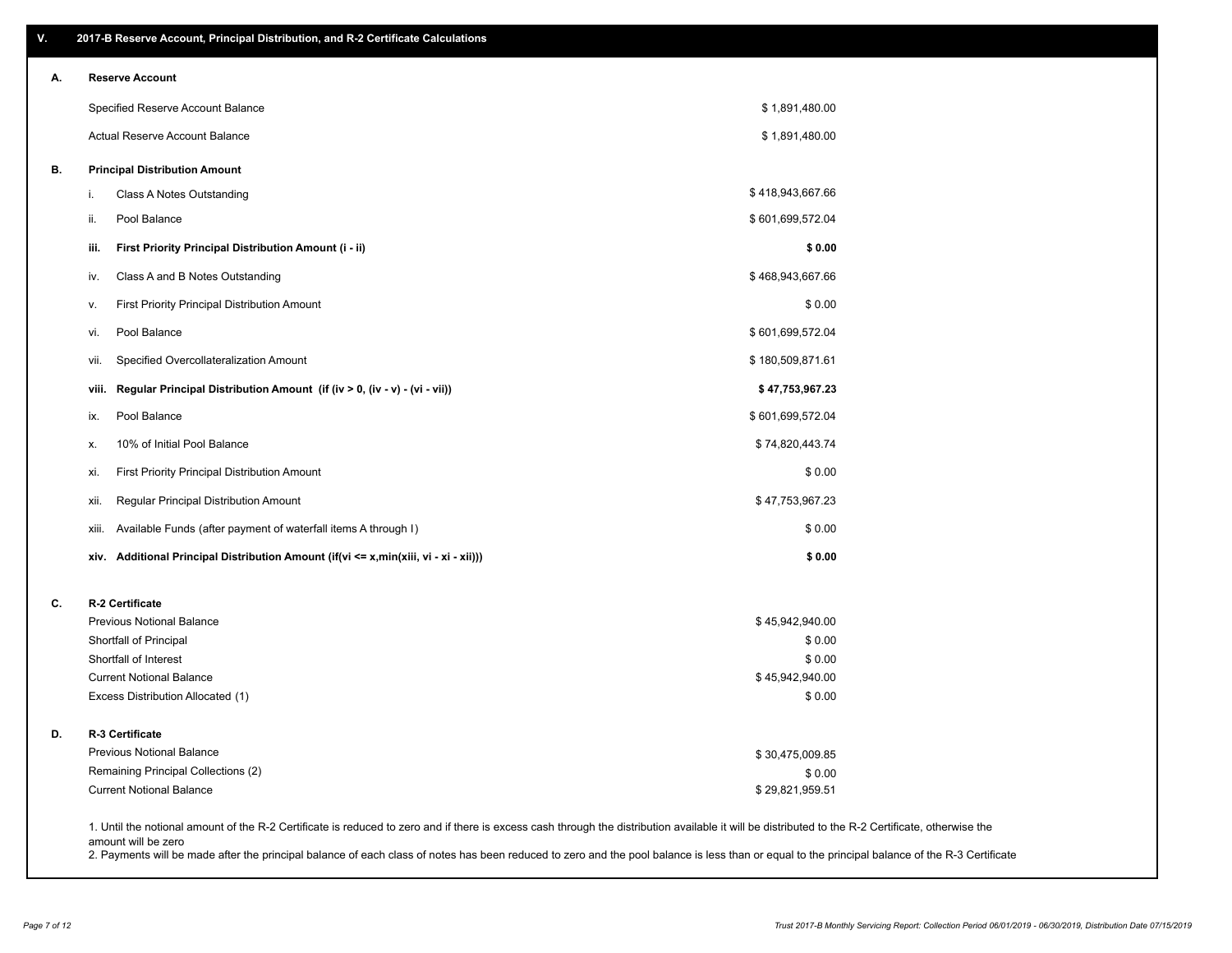## V. 2017-B Reserve Account, Principal Distribution, and R-2 Certificate Calculations

### A. Reserve Account

| | |
|---|---|
| Specified Reserve Account Balance | $ 1,891,480.00 |
| Actual Reserve Account Balance | $ 1,891,480.00 |

### B. Principal Distribution Amount

| | | |
|---|---|---|
| i. | Class A Notes Outstanding | $ 418,943,667.66 |
| ii. | Pool Balance | $ 601,699,572.04 |
| **iii.** | **First Priority Principal Distribution Amount (i - ii)** | **$ 0.00** |
| iv. | Class A and B Notes Outstanding | $ 468,943,667.66 |
| v. | First Priority Principal Distribution Amount | $ 0.00 |
| vi. | Pool Balance | $ 601,699,572.04 |
| vii. | Specified Overcollateralization Amount | $ 180,509,871.61 |
| **viii.** | **Regular Principal Distribution Amount (if (iv > 0, (iv - v) - (vi - vii))** | **$ 47,753,967.23** |
| ix. | Pool Balance | $ 601,699,572.04 |
| x. | 10% of Initial Pool Balance | $ 74,820,443.74 |
| xi. | First Priority Principal Distribution Amount | $ 0.00 |
| xii. | Regular Principal Distribution Amount | $ 47,753,967.23 |
| xiii. | Available Funds (after payment of waterfall items A through I) | $ 0.00 |
| **xiv.** | **Additional Principal Distribution Amount (if(vi <= x,min(xiii, vi - xi - xii)))** | **$ 0.00** |

### C. R-2 Certificate

| | |
|---|---|
| Previous Notional Balance | $ 45,942,940.00 |
| Shortfall of Principal | $ 0.00 |
| Shortfall of Interest | $ 0.00 |
| Current Notional Balance | $ 45,942,940.00 |
| Excess Distribution Allocated (1) | $ 0.00 |

### D. R-3 Certificate

| | |
|---|---|
| Previous Notional Balance | $ 30,475,009.85 |
| Remaining Principal Collections (2) | $ 0.00 |
| Current Notional Balance | $ 29,821,959.51 |

1. Until the notional amount of the R-2 Certificate is reduced to zero and if there is excess cash through the distribution available it will be distributed to the R-2 Certificate, otherwise the amount will be zero
2. Payments will be made after the principal balance of each class of notes has been reduced to zero and the pool balance is less than or equal to the principal balance of the R-3 Certificate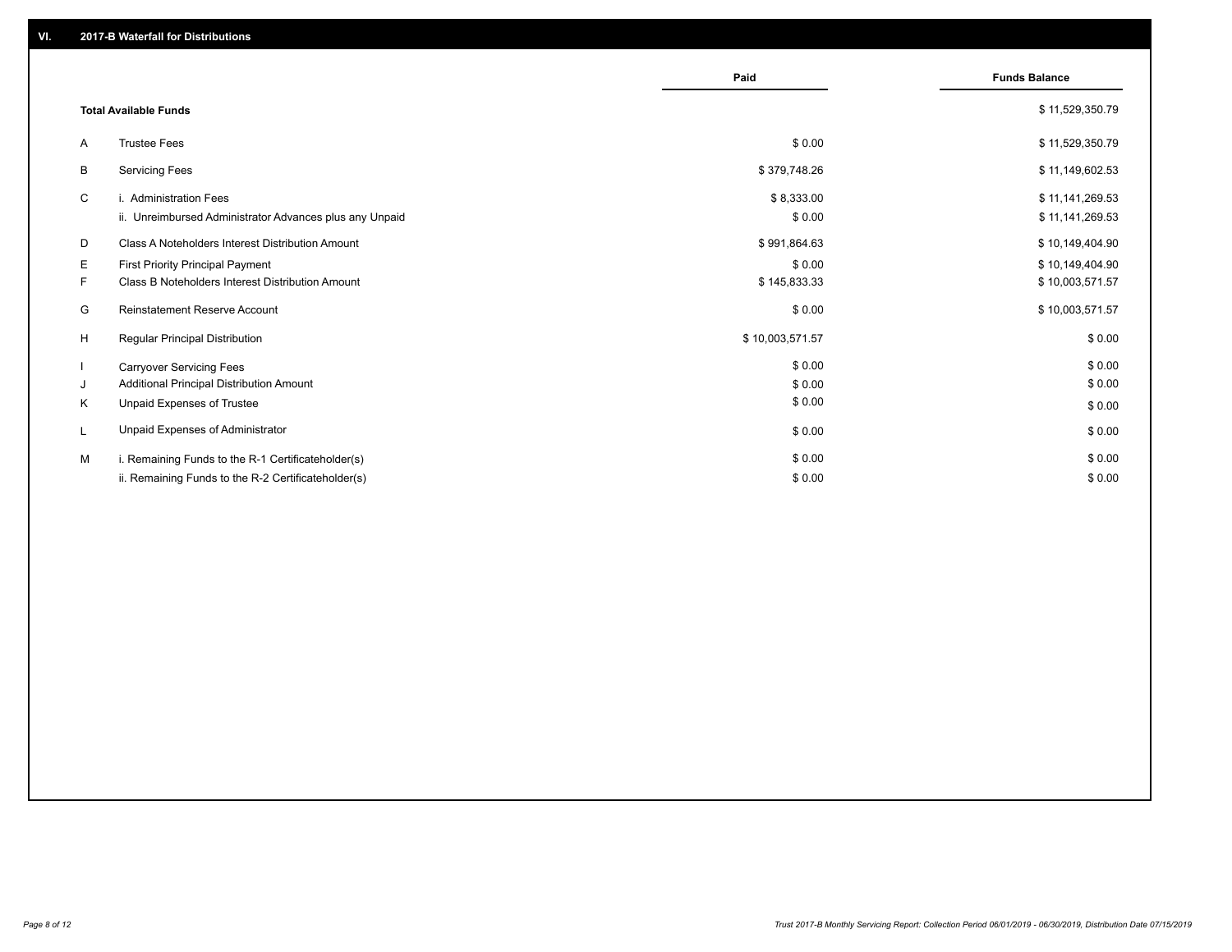## VI. 2017-B Waterfall for Distributions

| | | Paid | Funds Balance |
|---|---|---|---|
| | **Total Available Funds** | | $ 11,529,350.79 |
| A | Trustee Fees | $ 0.00 | $ 11,529,350.79 |
| B | Servicing Fees | $ 379,748.26 | $ 11,149,602.53 |
| C | i. Administration Fees | $ 8,333.00 | $ 11,141,269.53 |
| | ii. Unreimbursed Administrator Advances plus any Unpaid | $ 0.00 | $ 11,141,269.53 |
| D | Class A Noteholders Interest Distribution Amount | $ 991,864.63 | $ 10,149,404.90 |
| E | First Priority Principal Payment | $ 0.00 | $ 10,149,404.90 |
| F | Class B Noteholders Interest Distribution Amount | $ 145,833.33 | $ 10,003,571.57 |
| G | Reinstatement Reserve Account | $ 0.00 | $ 10,003,571.57 |
| H | Regular Principal Distribution | $ 10,003,571.57 | $ 0.00 |
| I | Carryover Servicing Fees | $ 0.00 | $ 0.00 |
| J | Additional Principal Distribution Amount | $ 0.00 | $ 0.00 |
| K | Unpaid Expenses of Trustee | $ 0.00 | $ 0.00 |
| L | Unpaid Expenses of Administrator | $ 0.00 | $ 0.00 |
| M | i. Remaining Funds to the R-1 Certificateholder(s) | $ 0.00 | $ 0.00 |
| | ii. Remaining Funds to the R-2 Certificateholder(s) | $ 0.00 | $ 0.00 |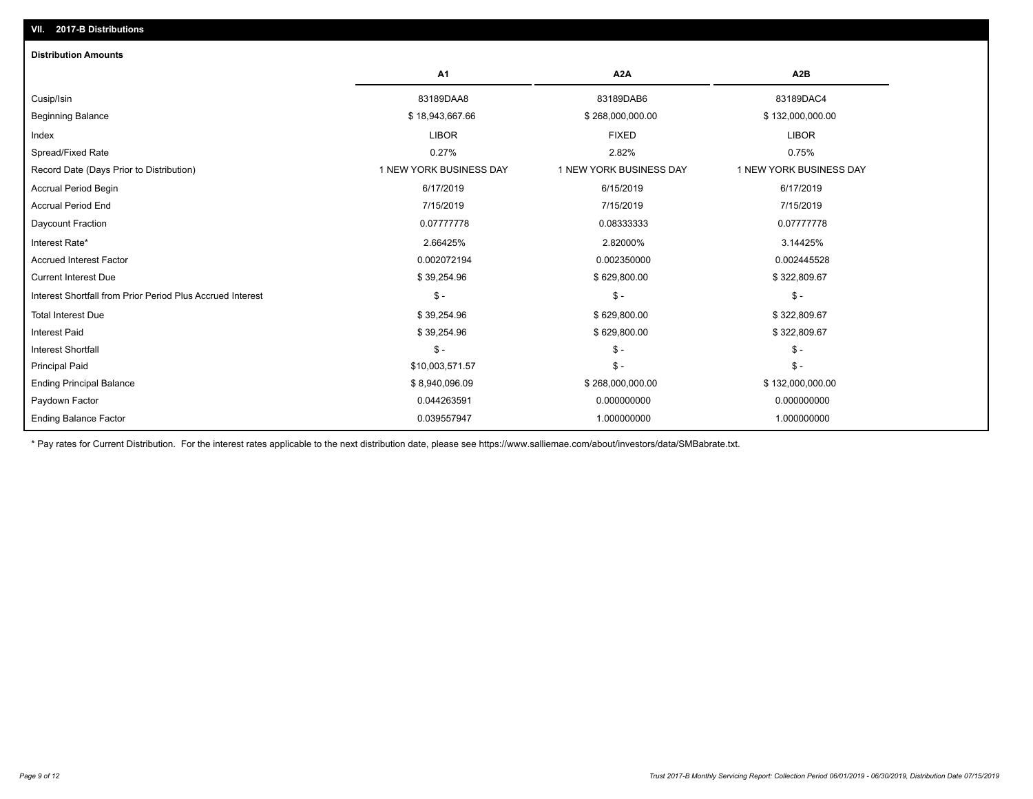## VII. 2017-B Distributions

### Distribution Amounts

| | A1 | A2A | A2B |
|---|---|---|---|
| Cusip/Isin | 83189DAA8 | 83189DAB6 | 83189DAC4 |
| Beginning Balance | $ 18,943,667.66 | $ 268,000,000.00 | $ 132,000,000.00 |
| Index | LIBOR | FIXED | LIBOR |
| Spread/Fixed Rate | 0.27% | 2.82% | 0.75% |
| Record Date (Days Prior to Distribution) | 1 NEW YORK BUSINESS DAY | 1 NEW YORK BUSINESS DAY | 1 NEW YORK BUSINESS DAY |
| Accrual Period Begin | 6/17/2019 | 6/15/2019 | 6/17/2019 |
| Accrual Period End | 7/15/2019 | 7/15/2019 | 7/15/2019 |
| Daycount Fraction | 0.07777778 | 0.08333333 | 0.07777778 |
| Interest Rate* | 2.66425% | 2.82000% | 3.14425% |
| Accrued Interest Factor | 0.002072194 | 0.002350000 | 0.002445528 |
| Current Interest Due | $ 39,254.96 | $ 629,800.00 | $ 322,809.67 |
| Interest Shortfall from Prior Period Plus Accrued Interest | $ - | $ - | $ - |
| Total Interest Due | $ 39,254.96 | $ 629,800.00 | $ 322,809.67 |
| Interest Paid | $ 39,254.96 | $ 629,800.00 | $ 322,809.67 |
| Interest Shortfall | $ - | $ - | $ - |
| Principal Paid | $10,003,571.57 | $ - | $ - |
| Ending Principal Balance | $ 8,940,096.09 | $ 268,000,000.00 | $ 132,000,000.00 |
| Paydown Factor | 0.044263591 | 0.000000000 | 0.000000000 |
| Ending Balance Factor | 0.039557947 | 1.000000000 | 1.000000000 |

* Pay rates for Current Distribution. For the interest rates applicable to the next distribution date, please see https://www.salliemae.com/about/investors/data/SMBabrate.txt.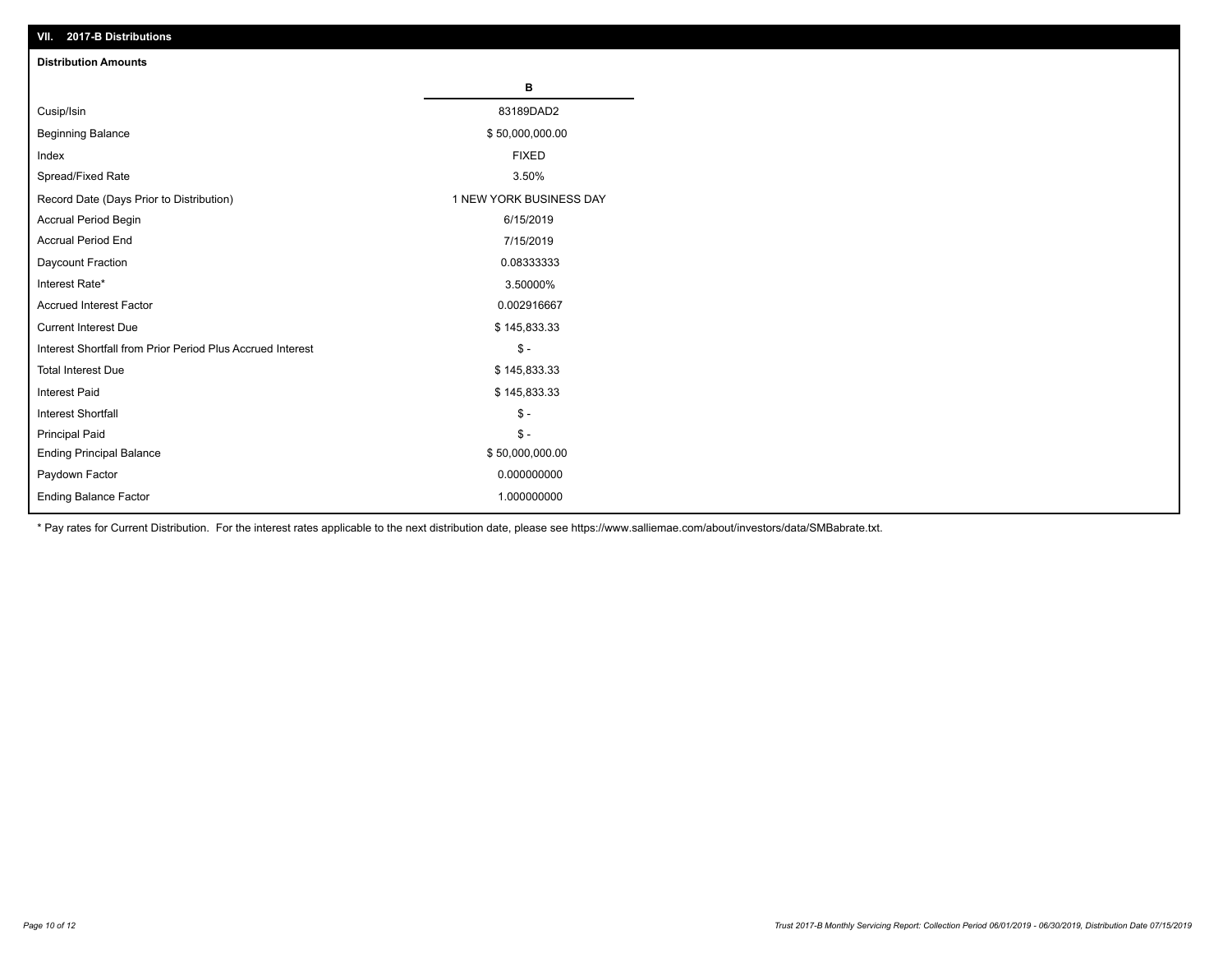## VII. 2017-B Distributions

### Distribution Amounts

| | B |
|---|---|
| Cusip/Isin | 83189DAD2 |
| Beginning Balance | $ 50,000,000.00 |
| Index | FIXED |
| Spread/Fixed Rate | 3.50% |
| Record Date (Days Prior to Distribution) | 1 NEW YORK BUSINESS DAY |
| Accrual Period Begin | 6/15/2019 |
| Accrual Period End | 7/15/2019 |
| Daycount Fraction | 0.08333333 |
| Interest Rate* | 3.50000% |
| Accrued Interest Factor | 0.002916667 |
| Current Interest Due | $ 145,833.33 |
| Interest Shortfall from Prior Period Plus Accrued Interest | $ - |
| Total Interest Due | $ 145,833.33 |
| Interest Paid | $ 145,833.33 |
| Interest Shortfall | $ - |
| Principal Paid | $ - |
| Ending Principal Balance | $ 50,000,000.00 |
| Paydown Factor | 0.000000000 |
| Ending Balance Factor | 1.000000000 |

* Pay rates for Current Distribution. For the interest rates applicable to the next distribution date, please see https://www.salliemae.com/about/investors/data/SMBabrate.txt.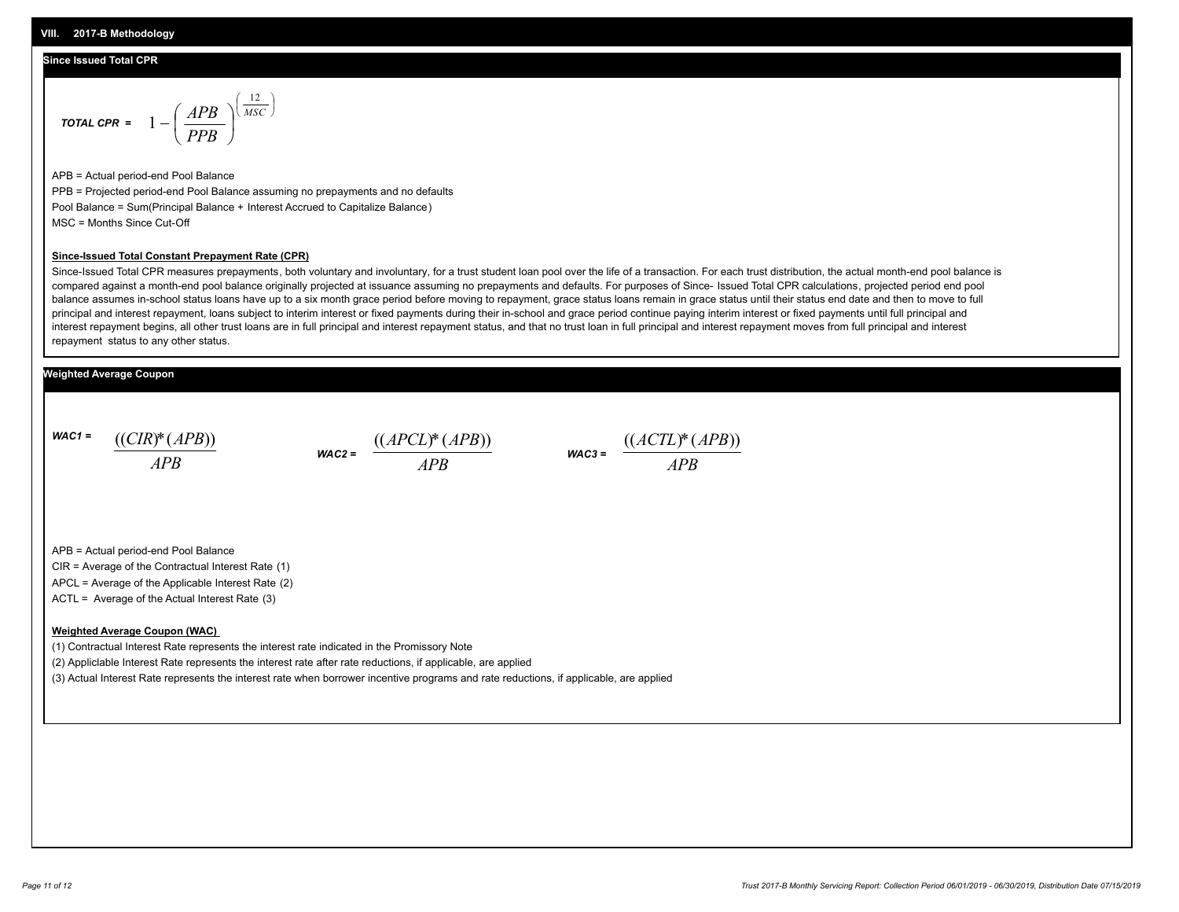## VIII. 2017-B Methodology

### Since Issued Total CPR

$$\textit{TOTAL CPR} = 1 - \left(\frac{APB}{PPB}\right)^{\left(\frac{12}{MSC}\right)}$$

APB = Actual period-end Pool Balance

PPB = Projected period-end Pool Balance assuming no prepayments and no defaults

Pool Balance = Sum(Principal Balance + Interest Accrued to Capitalize Balance)

MSC = Months Since Cut-Off

**Since-Issued Total Constant Prepayment Rate (CPR)**

Since-Issued Total CPR measures prepayments, both voluntary and involuntary, for a trust student loan pool over the life of a transaction. For each trust distribution, the actual month-end pool balance is compared against a month-end pool balance originally projected at issuance assuming no prepayments and defaults. For purposes of Since- Issued Total CPR calculations, projected period end pool balance assumes in-school status loans have up to a six month grace period before moving to repayment, grace status loans remain in grace status until their status end date and then to move to full principal and interest repayment, loans subject to interim interest or fixed payments during their in-school and grace period continue paying interim interest or fixed payments until full principal and interest repayment begins, all other trust loans are in full principal and interest repayment status, and that no trust loan in full principal and interest repayment moves from full principal and interest repayment status to any other status.

### Weighted Average Coupon

$$\textit{WAC1} = \frac{((CIR)^{*}(APB))}{APB} \qquad \textit{WAC2} = \frac{((APCL)^{*}(APB))}{APB} \qquad \textit{WAC3} = \frac{((ACTL)^{*}(APB))}{APB}$$

APB = Actual period-end Pool Balance

CIR = Average of the Contractual Interest Rate (1)

APCL = Average of the Applicable Interest Rate (2)

ACTL = Average of the Actual Interest Rate (3)

**Weighted Average Coupon (WAC)**

(1) Contractual Interest Rate represents the interest rate indicated in the Promissory Note

(2) Appliclable Interest Rate represents the interest rate after rate reductions, if applicable, are applied

(3) Actual Interest Rate represents the interest rate when borrower incentive programs and rate reductions, if applicable, are applied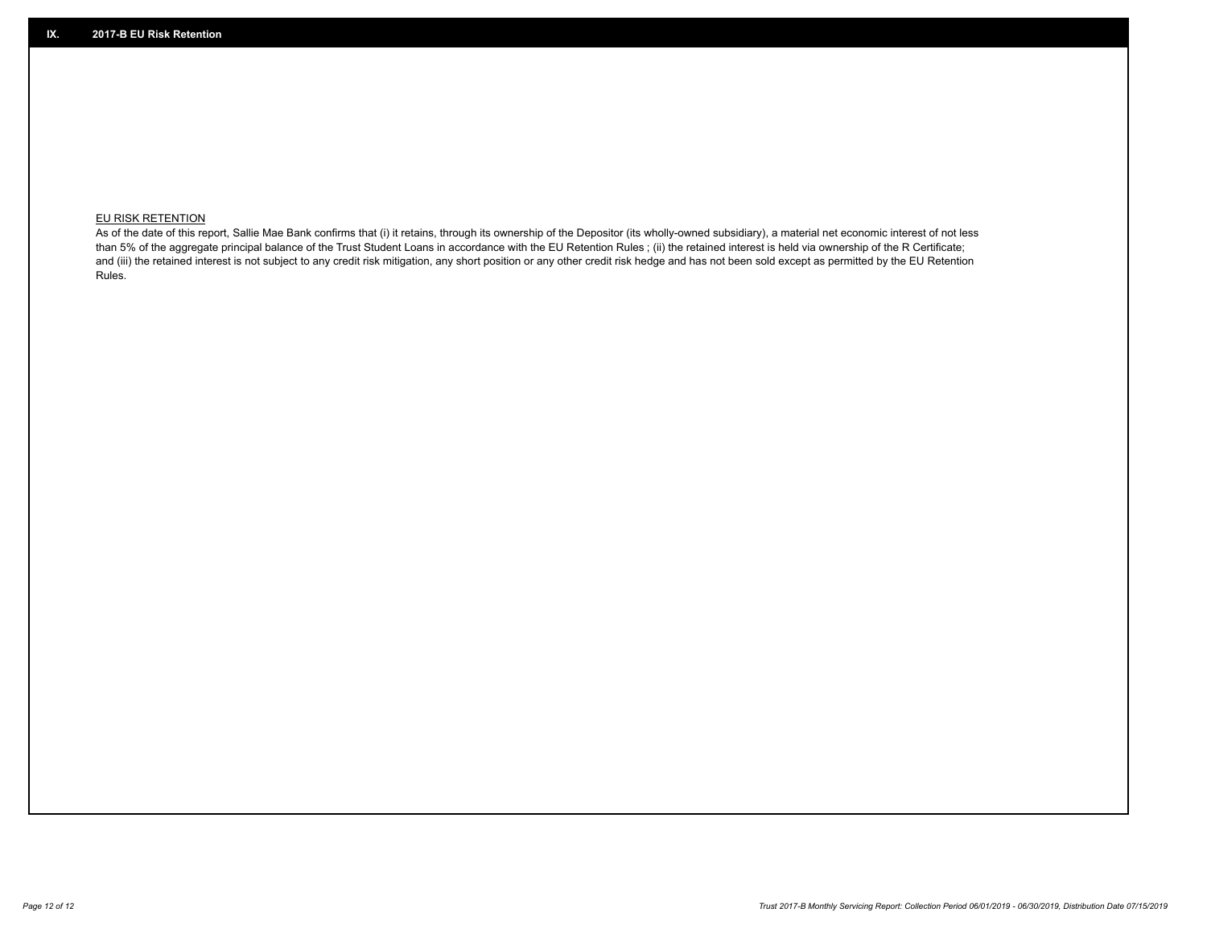## IX. 2017-B EU Risk Retention

EU RISK RETENTION

As of the date of this report, Sallie Mae Bank confirms that (i) it retains, through its ownership of the Depositor (its wholly-owned subsidiary), a material net economic interest of not less than 5% of the aggregate principal balance of the Trust Student Loans in accordance with the EU Retention Rules ; (ii) the retained interest is held via ownership of the R Certificate; and (iii) the retained interest is not subject to any credit risk mitigation, any short position or any other credit risk hedge and has not been sold except as permitted by the EU Retention Rules.